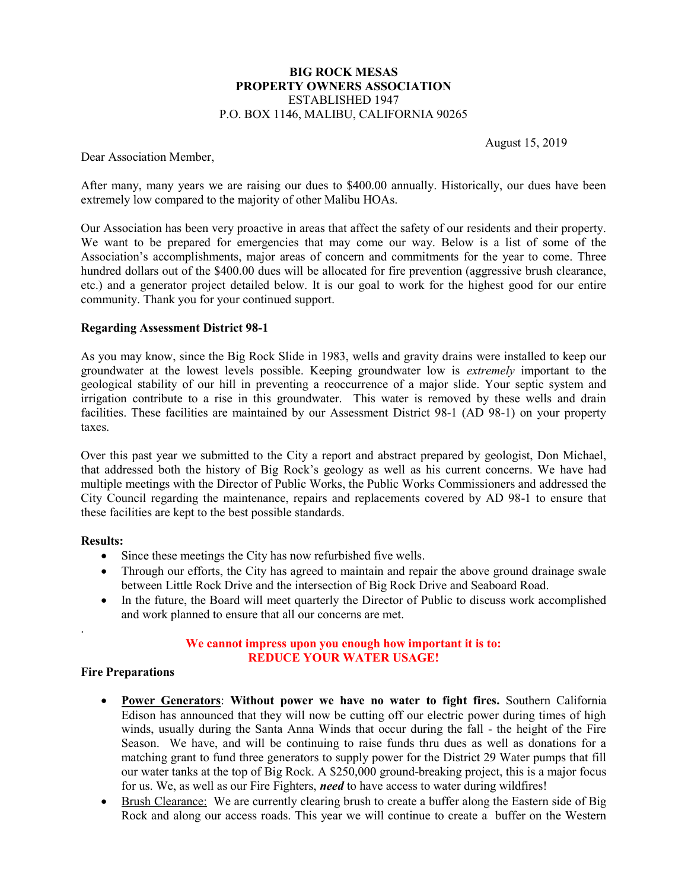**BIG ROCK MESAS**
**PROPERTY OWNERS ASSOCIATION**
ESTABLISHED 1947
P.O. BOX 1146, MALIBU, CALIFORNIA 90265

August 15, 2019

Dear Association Member,

After many, many years we are raising our dues to $400.00 annually. Historically, our dues have been extremely low compared to the majority of other Malibu HOAs.

Our Association has been very proactive in areas that affect the safety of our residents and their property. We want to be prepared for emergencies that may come our way. Below is a list of some of the Association's accomplishments, major areas of concern and commitments for the year to come. Three hundred dollars out of the $400.00 dues will be allocated for fire prevention (aggressive brush clearance, etc.) and a generator project detailed below. It is our goal to work for the highest good for our entire community. Thank you for your continued support.

**Regarding Assessment District 98-1**

As you may know, since the Big Rock Slide in 1983, wells and gravity drains were installed to keep our groundwater at the lowest levels possible. Keeping groundwater low is *extremely* important to the geological stability of our hill in preventing a reoccurrence of a major slide. Your septic system and irrigation contribute to a rise in this groundwater. This water is removed by these wells and drain facilities. These facilities are maintained by our Assessment District 98-1 (AD 98-1) on your property taxes.

Over this past year we submitted to the City a report and abstract prepared by geologist, Don Michael, that addressed both the history of Big Rock's geology as well as his current concerns. We have had multiple meetings with the Director of Public Works, the Public Works Commissioners and addressed the City Council regarding the maintenance, repairs and replacements covered by AD 98-1 to ensure that these facilities are kept to the best possible standards.

**Results:**

- Since these meetings the City has now refurbished five wells.
- Through our efforts, the City has agreed to maintain and repair the above ground drainage swale between Little Rock Drive and the intersection of Big Rock Drive and Seaboard Road.
- In the future, the Board will meet quarterly the Director of Public to discuss work accomplished and work planned to ensure that all our concerns are met.

.

**We cannot impress upon you enough how important it is to:**
**REDUCE YOUR WATER USAGE!**

**Fire Preparations**

- <u>**Power Generators**</u>: **Without power we have no water to fight fires.** Southern California Edison has announced that they will now be cutting off our electric power during times of high winds, usually during the Santa Anna Winds that occur during the fall - the height of the Fire Season. We have, and will be continuing to raise funds thru dues as well as donations for a matching grant to fund three generators to supply power for the District 29 Water pumps that fill our water tanks at the top of Big Rock. A $250,000 ground-breaking project, this is a major focus for us. We, as well as our Fire Fighters, ***need*** to have access to water during wildfires!
- <u>Brush Clearance:</u> We are currently clearing brush to create a buffer along the Eastern side of Big Rock and along our access roads. This year we will continue to create a buffer on the Western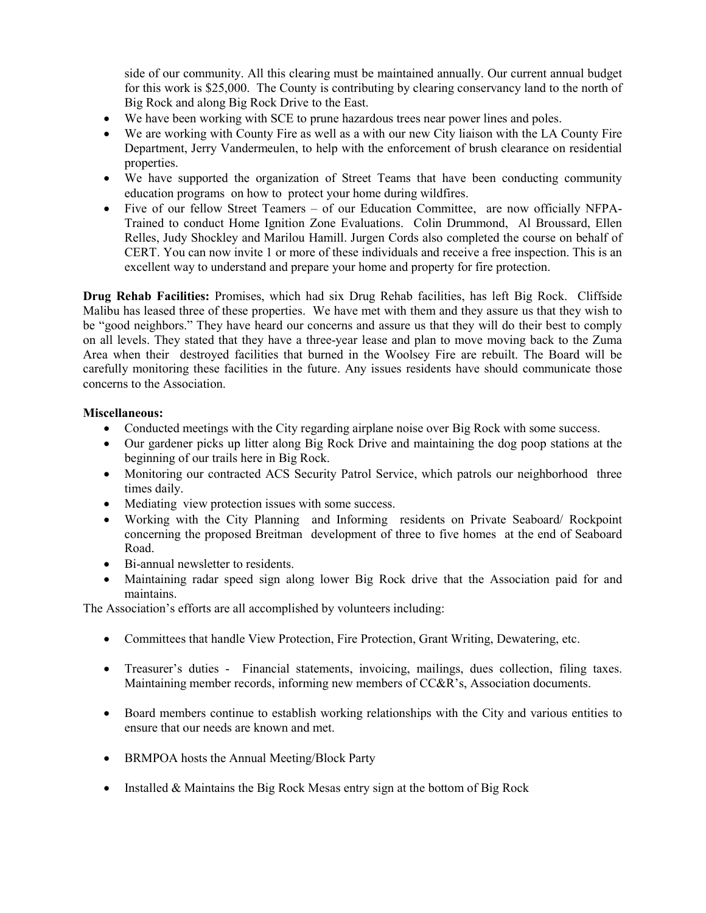side of our community. All this clearing must be maintained annually. Our current annual budget for this work is $25,000. The County is contributing by clearing conservancy land to the north of Big Rock and along Big Rock Drive to the East.

- We have been working with SCE to prune hazardous trees near power lines and poles.
- We are working with County Fire as well as a with our new City liaison with the LA County Fire Department, Jerry Vandermeulen, to help with the enforcement of brush clearance on residential properties.
- We have supported the organization of Street Teams that have been conducting community education programs on how to protect your home during wildfires.
- Five of our fellow Street Teamers – of our Education Committee, are now officially NFPA-Trained to conduct Home Ignition Zone Evaluations. Colin Drummond, Al Broussard, Ellen Relles, Judy Shockley and Marilou Hamill. Jurgen Cords also completed the course on behalf of CERT. You can now invite 1 or more of these individuals and receive a free inspection. This is an excellent way to understand and prepare your home and property for fire protection.

**Drug Rehab Facilities:** Promises, which had six Drug Rehab facilities, has left Big Rock. Cliffside Malibu has leased three of these properties. We have met with them and they assure us that they wish to be "good neighbors." They have heard our concerns and assure us that they will do their best to comply on all levels. They stated that they have a three-year lease and plan to move moving back to the Zuma Area when their destroyed facilities that burned in the Woolsey Fire are rebuilt. The Board will be carefully monitoring these facilities in the future. Any issues residents have should communicate those concerns to the Association.

**Miscellaneous:**

- Conducted meetings with the City regarding airplane noise over Big Rock with some success.
- Our gardener picks up litter along Big Rock Drive and maintaining the dog poop stations at the beginning of our trails here in Big Rock.
- Monitoring our contracted ACS Security Patrol Service, which patrols our neighborhood three times daily.
- Mediating view protection issues with some success.
- Working with the City Planning and Informing residents on Private Seaboard/ Rockpoint concerning the proposed Breitman development of three to five homes at the end of Seaboard Road.
- Bi-annual newsletter to residents.
- Maintaining radar speed sign along lower Big Rock drive that the Association paid for and maintains.

The Association's efforts are all accomplished by volunteers including:

- Committees that handle View Protection, Fire Protection, Grant Writing, Dewatering, etc.
- Treasurer's duties - Financial statements, invoicing, mailings, dues collection, filing taxes. Maintaining member records, informing new members of CC&R's, Association documents.
- Board members continue to establish working relationships with the City and various entities to ensure that our needs are known and met.
- BRMPOA hosts the Annual Meeting/Block Party
- Installed & Maintains the Big Rock Mesas entry sign at the bottom of Big Rock